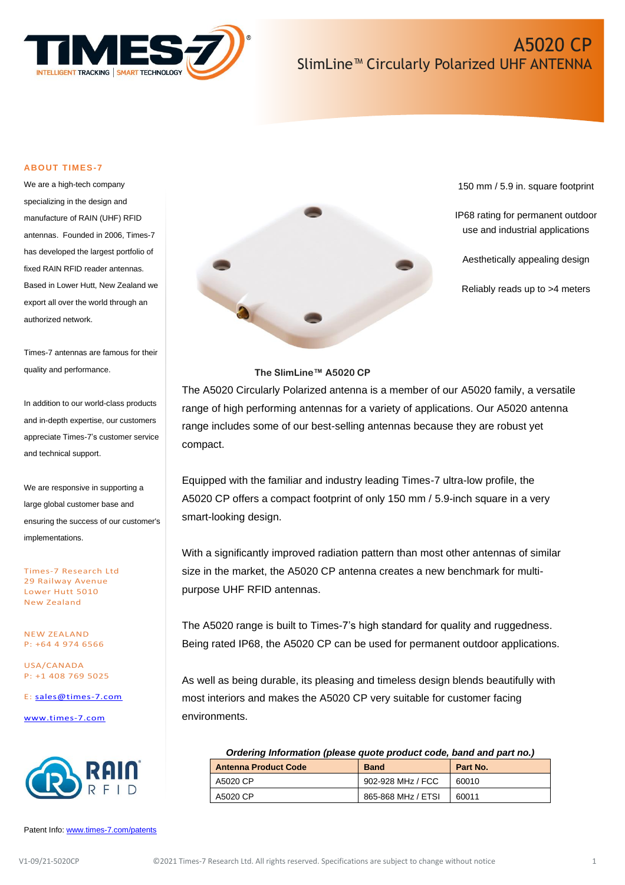# A5020 CP

## SlimLine™ Circularly Polarized UHF ANTENNA

150 mm / 5.9 in. square footprint

IP68 rating for permanent outdoor use and industrial applications

Aesthetically appealing design

Reliably reads up to >4 meters

**The SlimLine™ A5020 CP**

The A5020 Circularly Polarized antenna is a member of our A5020 family, a versatile range of high performing antennas for a variety of applications. Our A5020 antenna range includes some of our best-selling antennas because they are robust yet compact.

Equipped with the familiar and industry leading Times-7 ultra-low profile, the A5020 CP offers a compact footprint of only 150 mm / 5.9-inch square in a very smart-looking design.

With a significantly improved radiation pattern than most other antennas of similar size in the market, the A5020 CP antenna creates a new benchmark for multi-purpose UHF RFID antennas.

The A5020 range is built to Times-7's high standard for quality and ruggedness. Being rated IP68, the A5020 CP can be used for permanent outdoor applications.

As well as being durable, its pleasing and timeless design blends beautifully with most interiors and makes the A5020 CP very suitable for customer facing environments.

***Ordering Information (please quote product code, band and part no.)***

| Antenna Product Code | Band | Part No. |
|---|---|---|
| A5020 CP | 902-928 MHz / FCC | 60010 |
| A5020 CP | 865-868 MHz / ETSI | 60011 |

### ABOUT TIMES-7

We are a high-tech company specializing in the design and manufacture of RAIN (UHF) RFID antennas. Founded in 2006, Times-7 has developed the largest portfolio of fixed RAIN RFID reader antennas. Based in Lower Hutt, New Zealand we export all over the world through an authorized network.

Times-7 antennas are famous for their quality and performance.

In addition to our world-class products and in-depth expertise, our customers appreciate Times-7's customer service and technical support.

We are responsive in supporting a large global customer base and ensuring the success of our customer's implementations.

Times-7 Research Ltd
29 Railway Avenue
Lower Hutt 5010
New Zealand

NEW ZEALAND
P: +64 4 974 6566

USA/CANADA
P: +1 408 769 5025

E: sales@times-7.com

www.times-7.com

Patent Info: www.times-7.com/patents

V1-09/21-5020CP ©2021 Times-7 Research Ltd. All rights reserved. Specifications are subject to change without notice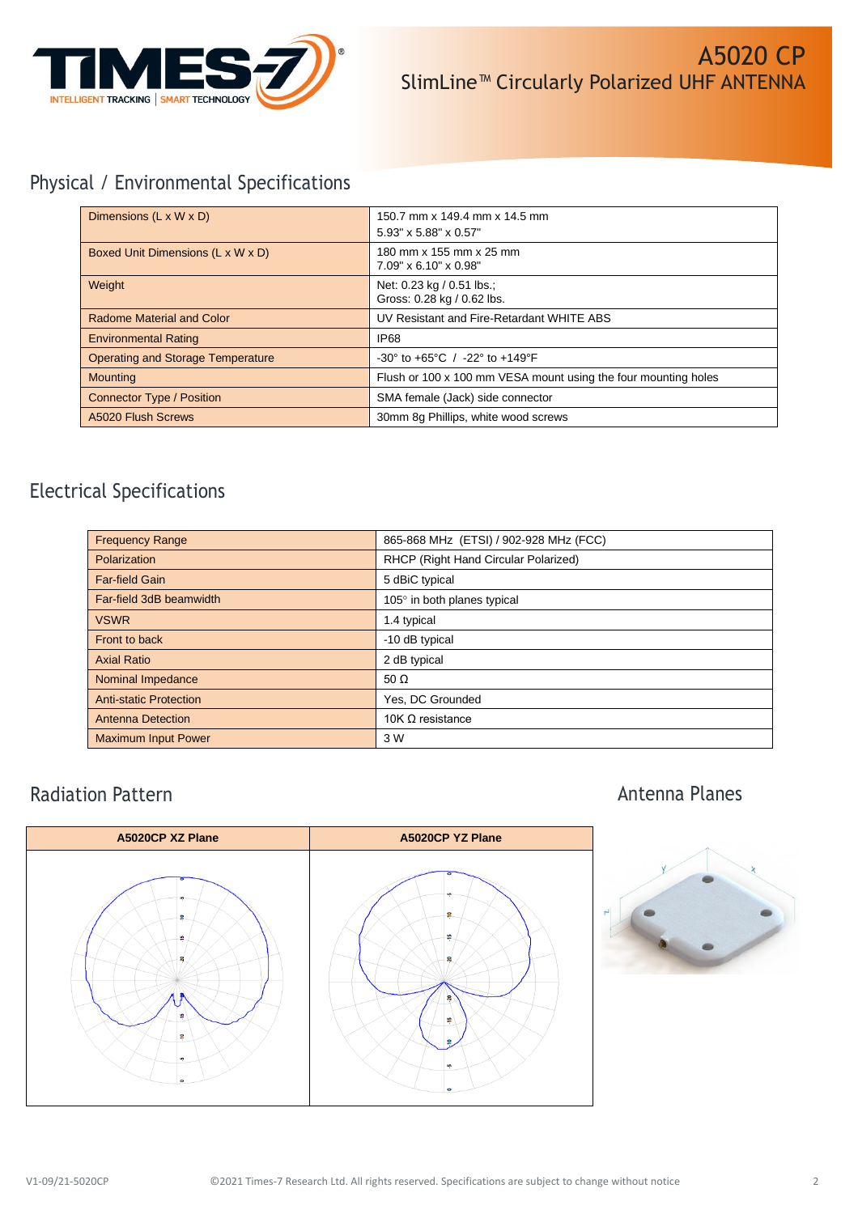# A5020 CP
## SlimLine™ Circularly Polarized UHF ANTENNA

## Physical / Environmental Specifications

| | |
|---|---|
| Dimensions (L x W x D) | 150.7 mm x 149.4 mm x 14.5 mm<br>5.93" x 5.88" x 0.57" |
| Boxed Unit Dimensions (L x W x D) | 180 mm x 155 mm x 25 mm<br>7.09" x 6.10" x 0.98" |
| Weight | Net: 0.23 kg / 0.51 lbs.;<br>Gross: 0.28 kg / 0.62 lbs. |
| Radome Material and Color | UV Resistant and Fire-Retardant WHITE ABS |
| Environmental Rating | IP68 |
| Operating and Storage Temperature | -30° to +65°C / -22° to +149°F |
| Mounting | Flush or 100 x 100 mm VESA mount using the four mounting holes |
| Connector Type / Position | SMA female (Jack) side connector |
| A5020 Flush Screws | 30mm 8g Phillips, white wood screws |

## Electrical Specifications

| | |
|---|---|
| Frequency Range | 865-868 MHz (ETSI) / 902-928 MHz (FCC) |
| Polarization | RHCP (Right Hand Circular Polarized) |
| Far-field Gain | 5 dBiC typical |
| Far-field 3dB beamwidth | 105° in both planes typical |
| VSWR | 1.4 typical |
| Front to back | -10 dB typical |
| Axial Ratio | 2 dB typical |
| Nominal Impedance | 50 Ω |
| Anti-static Protection | Yes, DC Grounded |
| Antenna Detection | 10K Ω resistance |
| Maximum Input Power | 3 W |

## Radiation Pattern

| A5020CP XZ Plane | A5020CP YZ Plane |
|---|---|
| | |

## Antenna Planes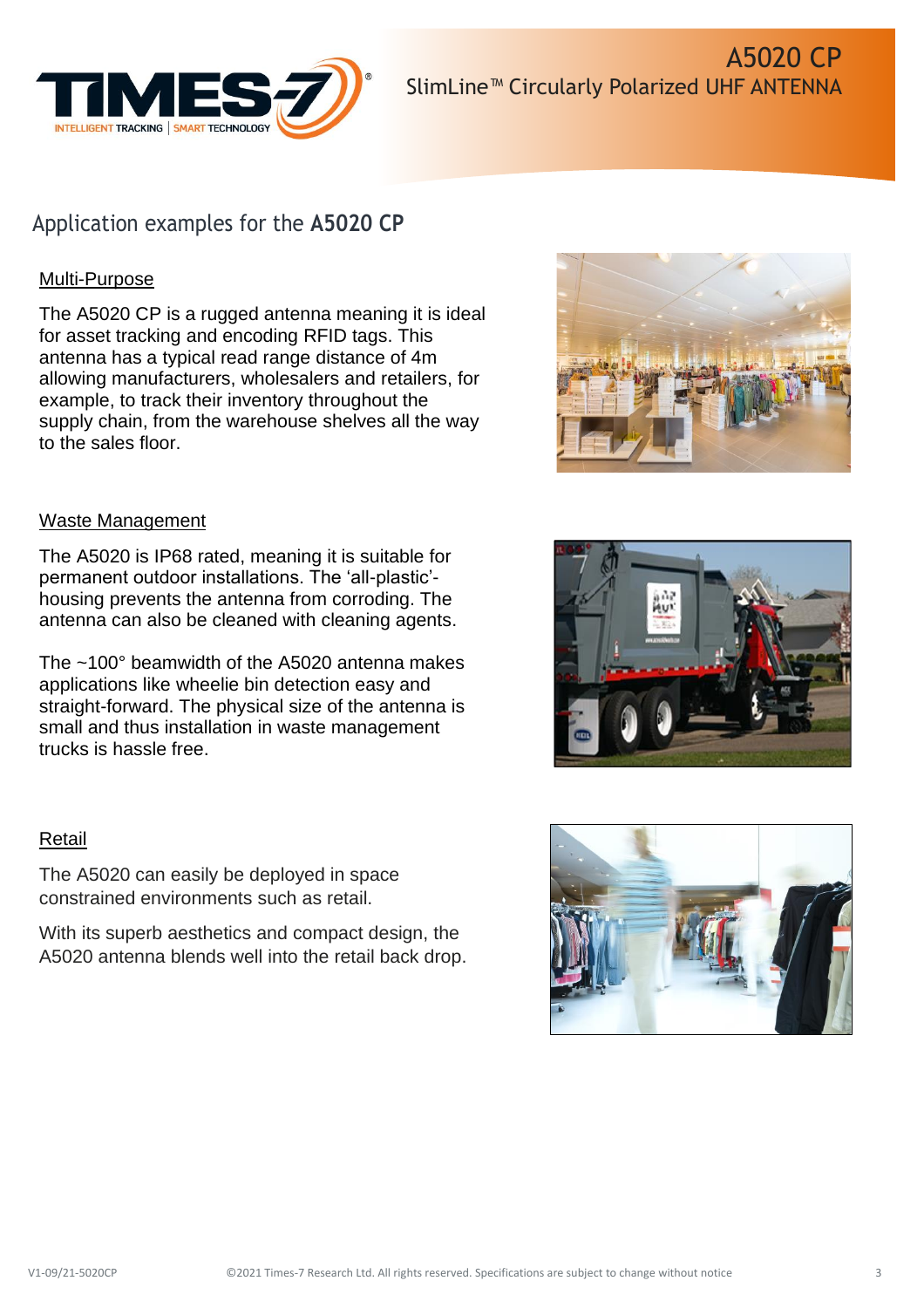# A5020 CP
## SlimLine™ Circularly Polarized UHF ANTENNA

## Application examples for the **A5020 CP**

### Multi-Purpose

The A5020 CP is a rugged antenna meaning it is ideal for asset tracking and encoding RFID tags. This antenna has a typical read range distance of 4m allowing manufacturers, wholesalers and retailers, for example, to track their inventory throughout the supply chain, from the warehouse shelves all the way to the sales floor.

### Waste Management

The A5020 is IP68 rated, meaning it is suitable for permanent outdoor installations. The 'all-plastic'-housing prevents the antenna from corroding. The antenna can also be cleaned with cleaning agents.

The ~100° beamwidth of the A5020 antenna makes applications like wheelie bin detection easy and straight-forward. The physical size of the antenna is small and thus installation in waste management trucks is hassle free.

### Retail

The A5020 can easily be deployed in space constrained environments such as retail.

With its superb aesthetics and compact design, the A5020 antenna blends well into the retail back drop.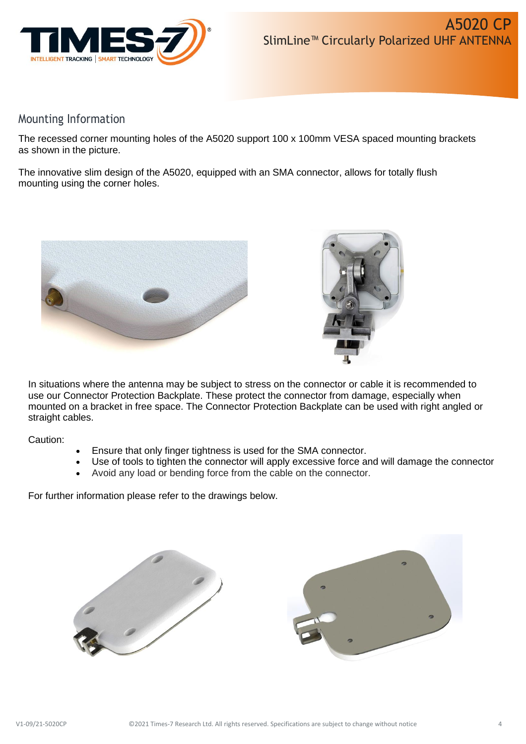## Mounting Information

The recessed corner mounting holes of the A5020 support 100 x 100mm VESA spaced mounting brackets as shown in the picture.

The innovative slim design of the A5020, equipped with an SMA connector, allows for totally flush mounting using the corner holes.

In situations where the antenna may be subject to stress on the connector or cable it is recommended to use our Connector Protection Backplate. These protect the connector from damage, especially when mounted on a bracket in free space. The Connector Protection Backplate can be used with right angled or straight cables.

Caution:

- Ensure that only finger tightness is used for the SMA connector.
- Use of tools to tighten the connector will apply excessive force and will damage the connector
- Avoid any load or bending force from the cable on the connector.

For further information please refer to the drawings below.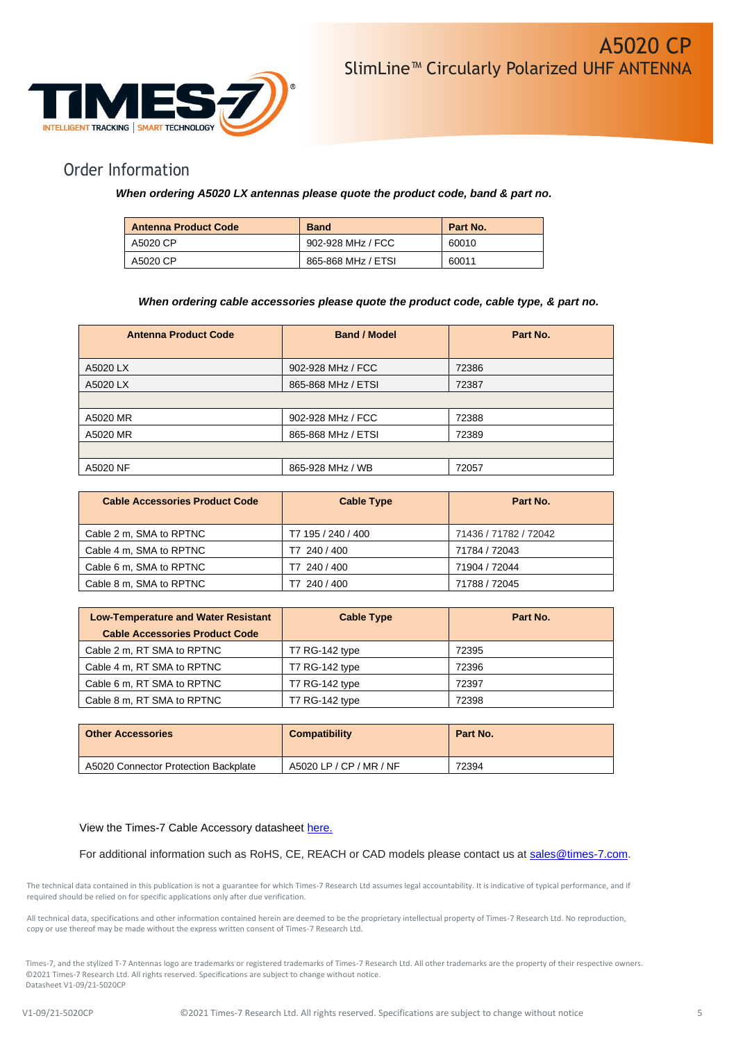## Order Information

***When ordering A5020 LX antennas please quote the product code, band & part no.***

| Antenna Product Code | Band | Part No. |
|---|---|---|
| A5020 CP | 902-928 MHz / FCC | 60010 |
| A5020 CP | 865-868 MHz / ETSI | 60011 |

***When ordering cable accessories please quote the product code, cable type, & part no.***

| Antenna Product Code | Band / Model | Part No. |
|---|---|---|
| A5020 LX | 902-928 MHz / FCC | 72386 |
| A5020 LX | 865-868 MHz / ETSI | 72387 |
| | | |
| A5020 MR | 902-928 MHz / FCC | 72388 |
| A5020 MR | 865-868 MHz / ETSI | 72389 |
| | | |
| A5020 NF | 865-928 MHz / WB | 72057 |

| Cable Accessories Product Code | Cable Type | Part No. |
|---|---|---|
| Cable 2 m, SMA to RPTNC | T7 195 / 240 / 400 | 71436 / 71782 / 72042 |
| Cable 4 m, SMA to RPTNC | T7 240 / 400 | 71784 / 72043 |
| Cable 6 m, SMA to RPTNC | T7 240 / 400 | 71904 / 72044 |
| Cable 8 m, SMA to RPTNC | T7 240 / 400 | 71788 / 72045 |

| Low-Temperature and Water Resistant Cable Accessories Product Code | Cable Type | Part No. |
|---|---|---|
| Cable 2 m, RT SMA to RPTNC | T7 RG-142 type | 72395 |
| Cable 4 m, RT SMA to RPTNC | T7 RG-142 type | 72396 |
| Cable 6 m, RT SMA to RPTNC | T7 RG-142 type | 72397 |
| Cable 8 m, RT SMA to RPTNC | T7 RG-142 type | 72398 |

| Other Accessories | Compatibility | Part No. |
|---|---|---|
| A5020 Connector Protection Backplate | A5020 LP / CP / MR / NF | 72394 |

View the Times-7 Cable Accessory datasheet here.

For additional information such as RoHS, CE, REACH or CAD models please contact us at sales@times-7.com.

The technical data contained in this publication is not a guarantee for which Times-7 Research Ltd assumes legal accountability. It is indicative of typical performance, and if required should be relied on for specific applications only after due verification.

All technical data, specifications and other information contained herein are deemed to be the proprietary intellectual property of Times-7 Research Ltd. No reproduction, copy or use thereof may be made without the express written consent of Times-7 Research Ltd.

Times-7, and the stylized T-7 Antennas logo are trademarks or registered trademarks of Times-7 Research Ltd. All other trademarks are the property of their respective owners.
©2021 Times-7 Research Ltd. All rights reserved. Specifications are subject to change without notice.
Datasheet V1-09/21-5020CP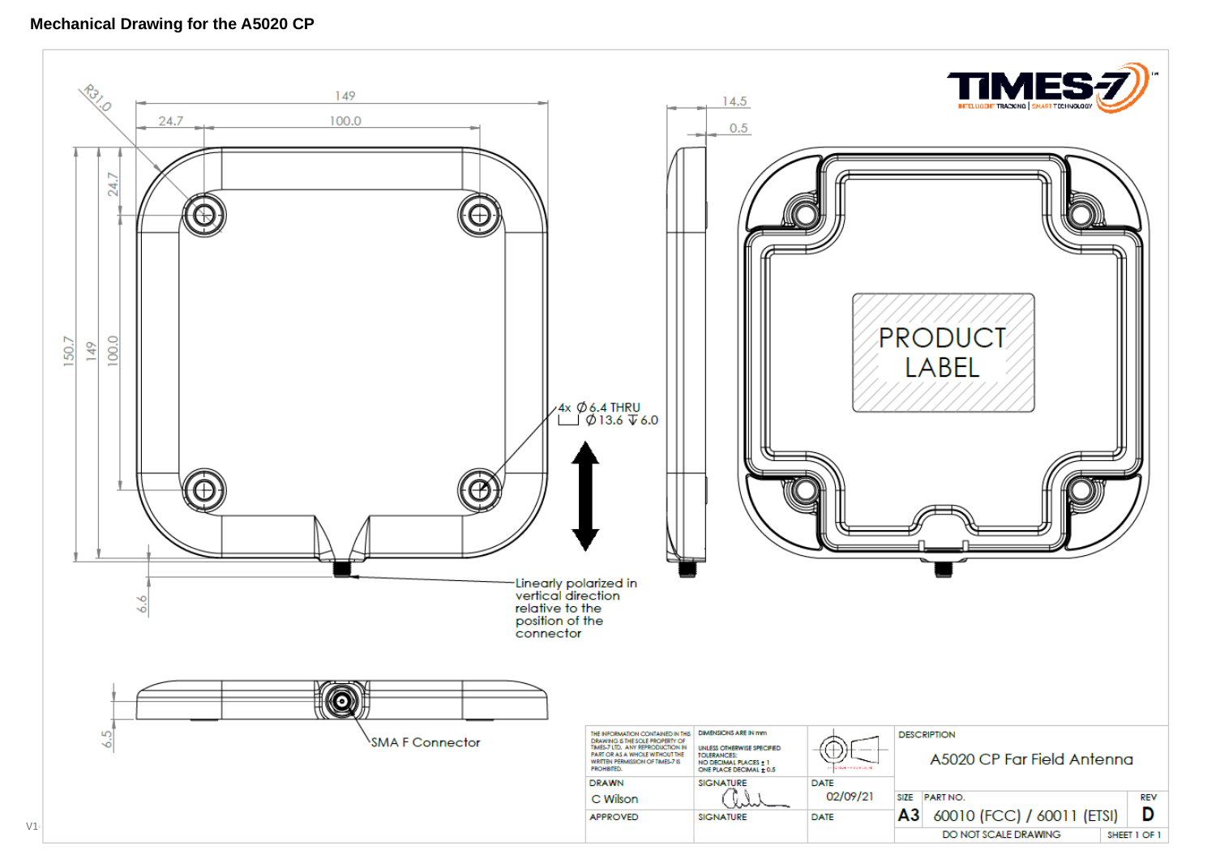**Mechanical Drawing for the A5020 CP**

R31.0

149

24.7

100.0

14.5

0.5

150.7

149

100.0

24.7

4x ∅6.4 THRU
⌴ ∅13.6 ↧ 6.0

PRODUCT LABEL

6.6

Linearly polarized in vertical direction relative to the position of the connector

6.5

SMA F Connector

| THE INFORMATION CONTAINED IN THIS DRAWING IS THE SOLE PROPERTY OF TIMES-7 LTD. ANY REPRODUCTION IN PART OR AS A WHOLE WITHOUT THE WRITTEN PERMISSION OF TIMES-7 IS PROHIBITED. | DIMENSIONS ARE IN mm<br>UNLESS OTHERWISE SPECIFIED TOLERANCES:<br>NO DECIMAL PLACES ± 1<br>ONE PLACE DECIMAL ± 0.5 | | DESCRIPTION<br>A5020 CP Far Field Antenna |
|---|---|---|---|
| DRAWN<br>C Wilson | SIGNATURE | DATE<br>02/09/21 | SIZE A3 / PART NO. 60010 (FCC) / 60011 (ETSI) / REV D |
| APPROVED | SIGNATURE | DATE | DO NOT SCALE DRAWING / SHEET 1 OF 1 |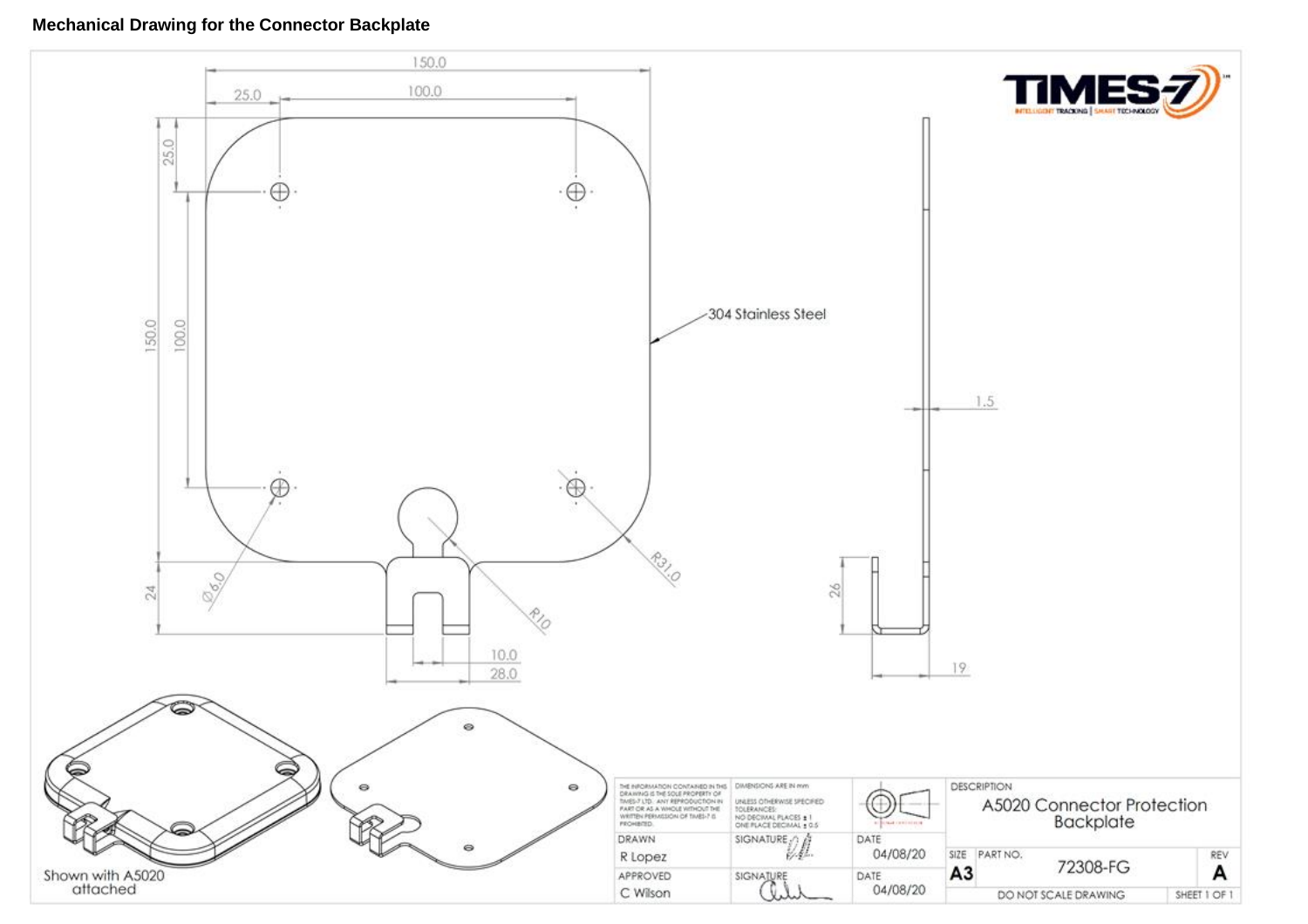**Mechanical Drawing for the Connector Backplate**

150.0

25.0

100.0

25.0

150.0

100.0

304 Stainless Steel

1.5

24

Ø6.0

R31.0

R10

10.0

28.0

26

19

Shown with A5020 attached

THE INFORMATION CONTAINED IN THIS DRAWING IS THE SOLE PROPERTY OF TIMES-7 LTD. ANY REPRODUCTION IN PART OR AS A WHOLE WITHOUT THE WRITTEN PERMISSION OF TIMES-7 IS PROHIBITED.

DIMENSIONS ARE IN mm

UNLESS OTHERWISE SPECIFIED TOLERANCES:
NO DECIMAL PLACES ± 1
ONE PLACE DECIMAL ± 0.5

| | | | |
|---|---|---|---|
| DRAWN | SIGNATURE | DATE | DESCRIPTION |
| R Lopez | | 04/08/20 | A5020 Connector Protection Backplate |
| APPROVED | SIGNATURE | DATE | SIZE A3 / PART NO. 72308-FG / REV A |
| C Wilson | | 04/08/20 | DO NOT SCALE DRAWING / SHEET 1 OF 1 |